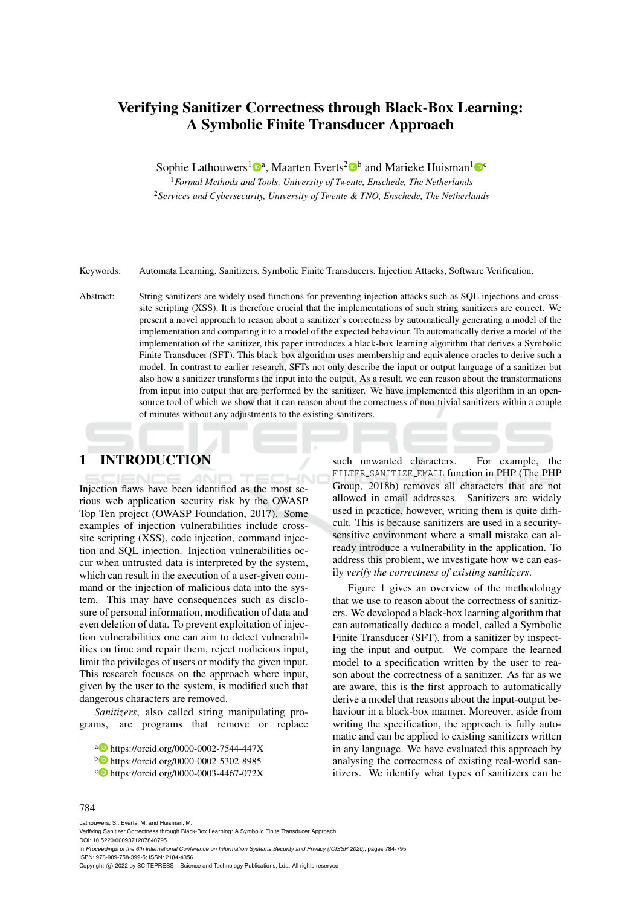# Verifying Sanitizer Correctness through Black-Box Learning: A Symbolic Finite Transducer Approach

Sophie Lathouwers[1][a], Maarten Everts[2][b] and Marieke Huisman[1][c]

[1] *Formal Methods and Tools, University of Twente, Enschede, The Netherlands*
[2] *Services and Cybersecurity, University of Twente & TNO, Enschede, The Netherlands*

Keywords: Automata Learning, Sanitizers, Symbolic Finite Transducers, Injection Attacks, Software Verification.

Abstract: String sanitizers are widely used functions for preventing injection attacks such as SQL injections and cross-site scripting (XSS). It is therefore crucial that the implementations of such string sanitizers are correct. We present a novel approach to reason about a sanitizer's correctness by automatically generating a model of the implementation and comparing it to a model of the expected behaviour. To automatically derive a model of the implementation of the sanitizer, this paper introduces a black-box learning algorithm that derives a Symbolic Finite Transducer (SFT). This black-box algorithm uses membership and equivalence oracles to derive such a model. In contrast to earlier research, SFTs not only describe the input or output language of a sanitizer but also how a sanitizer transforms the input into the output. As a result, we can reason about the transformations from input into output that are performed by the sanitizer. We have implemented this algorithm in an open-source tool of which we show that it can reason about the correctness of non-trivial sanitizers within a couple of minutes without any adjustments to the existing sanitizers.

## 1 INTRODUCTION

Injection flaws have been identified as the most serious web application security risk by the OWASP Top Ten project (OWASP Foundation, 2017). Some examples of injection vulnerabilities include cross-site scripting (XSS), code injection, command injection and SQL injection. Injection vulnerabilities occur when untrusted data is interpreted by the system, which can result in the execution of a user-given command or the injection of malicious data into the system. This may have consequences such as disclosure of personal information, modification of data and even deletion of data. To prevent exploitation of injection vulnerabilities one can aim to detect vulnerabilities on time and repair them, reject malicious input, limit the privileges of users or modify the given input. This research focuses on the approach where input, given by the user to the system, is modified such that dangerous characters are removed.

*Sanitizers*, also called string manipulating programs, are programs that remove or replace such unwanted characters. For example, the `FILTER_SANITIZE_EMAIL` function in PHP (The PHP Group, 2018b) removes all characters that are not allowed in email addresses. Sanitizers are widely used in practice, however, writing them is quite difficult. This is because sanitizers are used in a security-sensitive environment where a small mistake can already introduce a vulnerability in the application. To address this problem, we investigate how we can easily *verify the correctness of existing sanitizers*.

Figure 1 gives an overview of the methodology that we use to reason about the correctness of sanitizers. We developed a black-box learning algorithm that can automatically deduce a model, called a Symbolic Finite Transducer (SFT), from a sanitizer by inspecting the input and output. We compare the learned model to a specification written by the user to reason about the correctness of a sanitizer. As far as we are aware, this is the first approach to automatically derive a model that reasons about the input-output behaviour in a black-box manner. Moreover, aside from writing the specification, the approach is fully automatic and can be applied to existing sanitizers written in any language. We have evaluated this approach by analysing the correctness of existing real-world sanitizers. We identify what types of sanitizers can be

[a] https://orcid.org/0000-0002-7544-447X
[b] https://orcid.org/0000-0002-5302-8985
[c] https://orcid.org/0000-0003-4467-072X

Lathouwers, S., Everts, M. and Huisman, M.
Verifying Sanitizer Correctness through Black-Box Learning: A Symbolic Finite Transducer Approach.
DOI: 10.5220/0009371207840795
In *Proceedings of the 6th International Conference on Information Systems Security and Privacy (ICISSP 2020)*, pages 784-795
ISBN: 978-989-758-399-5; ISSN: 2184-4356
Copyright © 2022 by SCITEPRESS – Science and Technology Publications, Lda. All rights reserved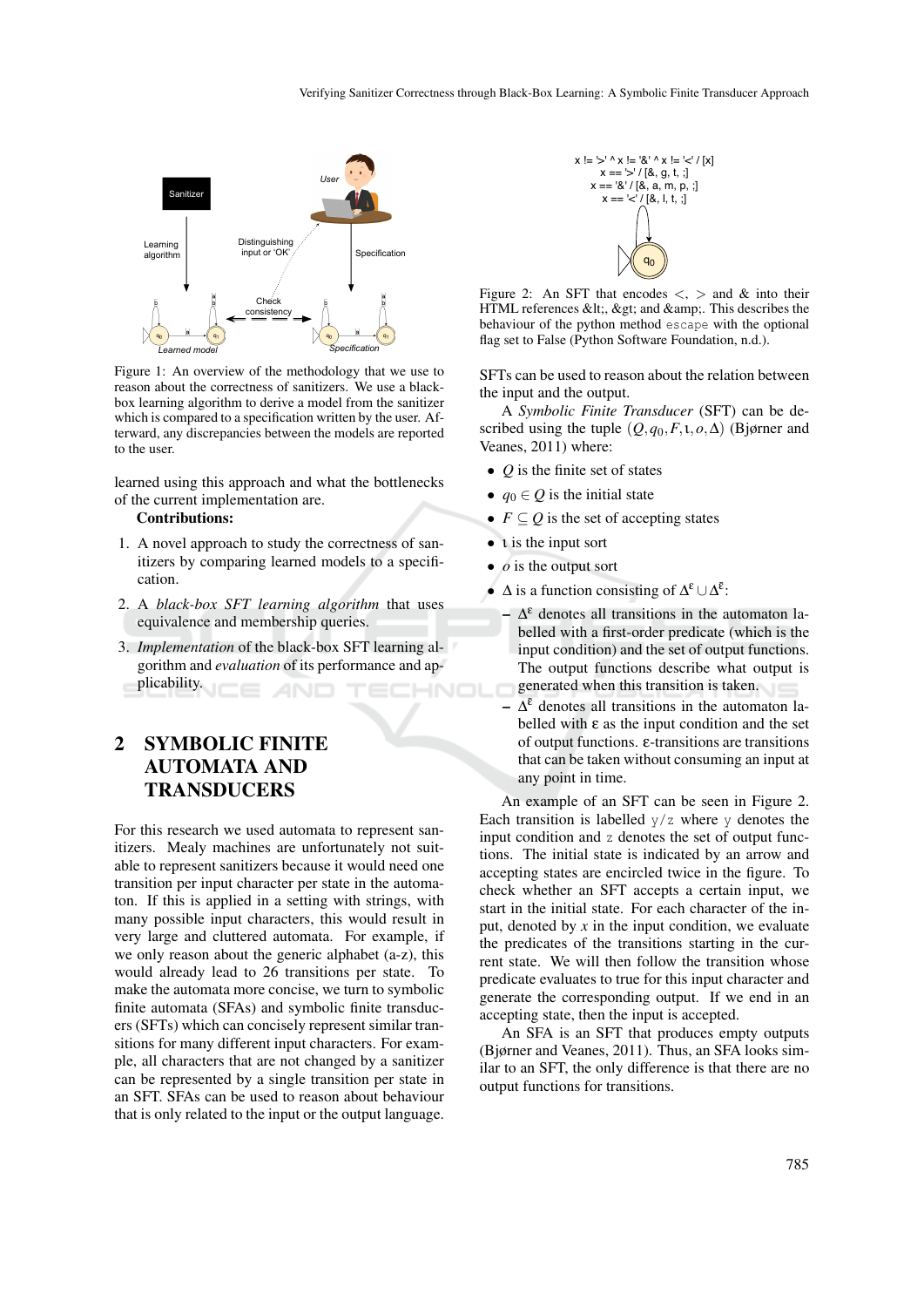Figure 1: An overview of the methodology that we use to reason about the correctness of sanitizers. We use a black-box learning algorithm to derive a model from the sanitizer which is compared to a specification written by the user. Afterward, any discrepancies between the models are reported to the user.

learned using this approach and what the bottlenecks of the current implementation are.

**Contributions:**

1. A novel approach to study the correctness of sanitizers by comparing learned models to a specification.
2. A *black-box SFT learning algorithm* that uses equivalence and membership queries.
3. *Implementation* of the black-box SFT learning algorithm and *evaluation* of its performance and applicability.

## 2 SYMBOLIC FINITE AUTOMATA AND TRANSDUCERS

For this research we used automata to represent sanitizers. Mealy machines are unfortunately not suitable to represent sanitizers because it would need one transition per input character per state in the automaton. If this is applied in a setting with strings, with many possible input characters, this would result in very large and cluttered automata. For example, if we only reason about the generic alphabet (a-z), this would already lead to 26 transitions per state. To make the automata more concise, we turn to symbolic finite automata (SFAs) and symbolic finite transducers (SFTs) which can concisely represent similar transitions for many different input characters. For example, all characters that are not changed by a sanitizer can be represented by a single transition per state in an SFT. SFAs can be used to reason about behaviour that is only related to the input or the output language.

Figure 2: An SFT that encodes <, > and & into their HTML references &lt;, &gt; and &amp;. This describes the behaviour of the python method `escape` with the optional flag set to False (Python Software Foundation, n.d.).

SFTs can be used to reason about the relation between the input and the output.

A *Symbolic Finite Transducer* (SFT) can be described using the tuple $(Q, q_0, F, \iota, o, \Delta)$ (Bjørner and Veanes, 2011) where:

- $Q$ is the finite set of states
- $q_0 \in Q$ is the initial state
- $F \subseteq Q$ is the set of accepting states
- $\iota$ is the input sort
- $o$ is the output sort
- $\Delta$ is a function consisting of $\Delta^{\varepsilon} \cup \Delta^{\bar{\varepsilon}}$:
  - $\Delta^{\varepsilon}$ denotes all transitions in the automaton labelled with a first-order predicate (which is the input condition) and the set of output functions. The output functions describe what output is generated when this transition is taken.
  - $\Delta^{\bar{\varepsilon}}$ denotes all transitions in the automaton labelled with $\varepsilon$ as the input condition and the set of output functions. $\varepsilon$-transitions are transitions that can be taken without consuming an input at any point in time.

An example of an SFT can be seen in Figure 2. Each transition is labelled `y/z` where `y` denotes the input condition and `z` denotes the set of output functions. The initial state is indicated by an arrow and accepting states are encircled twice in the figure. To check whether an SFT accepts a certain input, we start in the initial state. For each character of the input, denoted by $x$ in the input condition, we evaluate the predicates of the transitions starting in the current state. We will then follow the transition whose predicate evaluates to true for this input character and generate the corresponding output. If we end in an accepting state, then the input is accepted.

An SFA is an SFT that produces empty outputs (Bjørner and Veanes, 2011). Thus, an SFA looks similar to an SFT, the only difference is that there are no output functions for transitions.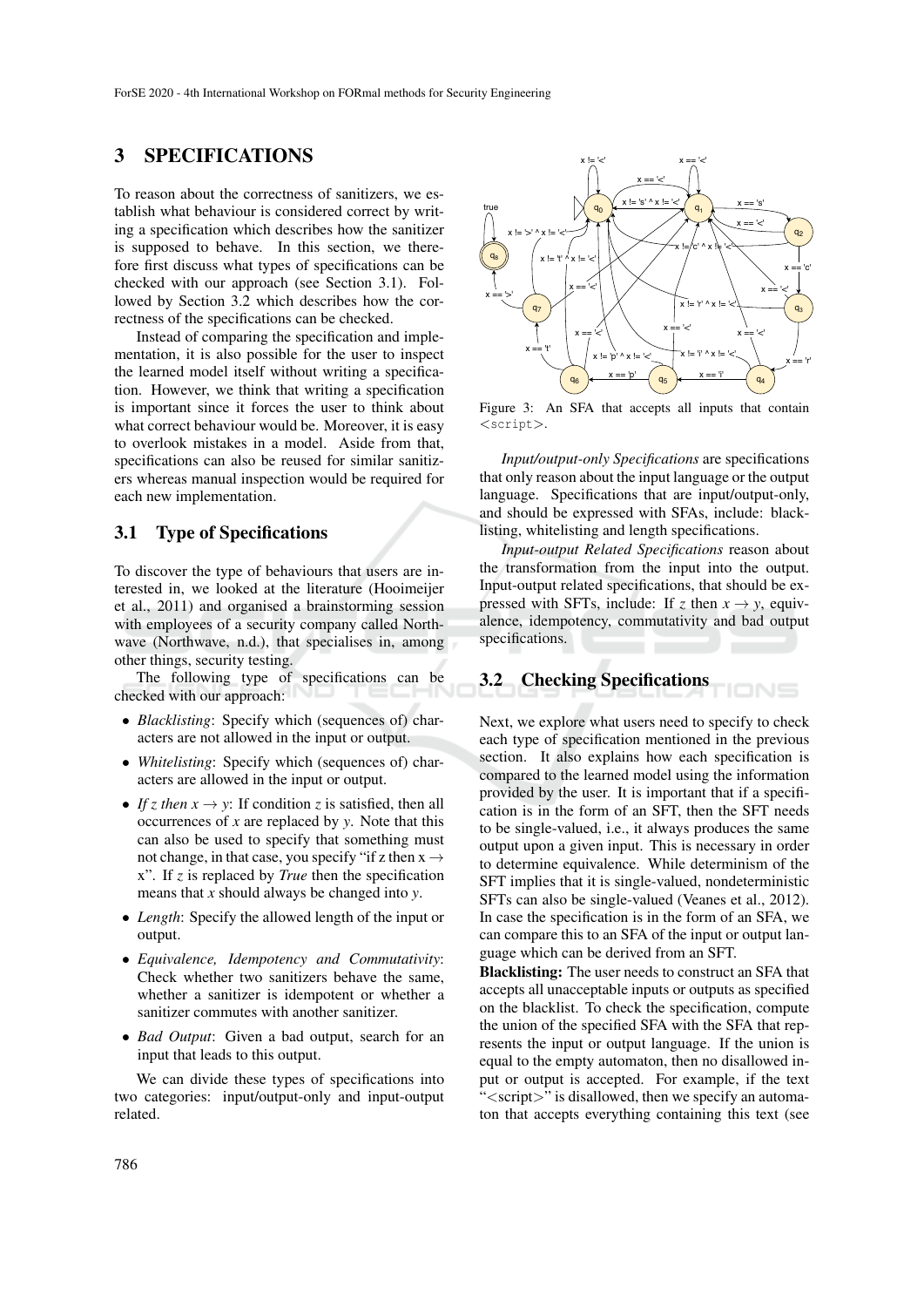## 3 SPECIFICATIONS

To reason about the correctness of sanitizers, we establish what behaviour is considered correct by writing a specification which describes how the sanitizer is supposed to behave. In this section, we therefore first discuss what types of specifications can be checked with our approach (see Section 3.1). Followed by Section 3.2 which describes how the correctness of the specifications can be checked.

Instead of comparing the specification and implementation, it is also possible for the user to inspect the learned model itself without writing a specification. However, we think that writing a specification is important since it forces the user to think about what correct behaviour would be. Moreover, it is easy to overlook mistakes in a model. Aside from that, specifications can also be reused for similar sanitizers whereas manual inspection would be required for each new implementation.

### 3.1 Type of Specifications

To discover the type of behaviours that users are interested in, we looked at the literature (Hooimeijer et al., 2011) and organised a brainstorming session with employees of a security company called Northwave (Northwave, n.d.), that specialises in, among other things, security testing.

The following type of specifications can be checked with our approach:

- *Blacklisting*: Specify which (sequences of) characters are not allowed in the input or output.
- *Whitelisting*: Specify which (sequences of) characters are allowed in the input or output.
- *If $z$ then $x \rightarrow y$*: If condition $z$ is satisfied, then all occurrences of $x$ are replaced by $y$. Note that this can also be used to specify that something must not change, in that case, you specify "if z then $x \rightarrow x$". If $z$ is replaced by *True* then the specification means that $x$ should always be changed into $y$.
- *Length*: Specify the allowed length of the input or output.
- *Equivalence, Idempotency and Commutativity*: Check whether two sanitizers behave the same, whether a sanitizer is idempotent or whether a sanitizer commutes with another sanitizer.
- *Bad Output*: Given a bad output, search for an input that leads to this output.

We can divide these types of specifications into two categories: input/output-only and input-output related.

Figure 3: An SFA that accepts all inputs that contain <script>.

*Input/output-only Specifications* are specifications that only reason about the input language or the output language. Specifications that are input/output-only, and should be expressed with SFAs, include: blacklisting, whitelisting and length specifications.

*Input-output Related Specifications* reason about the transformation from the input into the output. Input-output related specifications, that should be expressed with SFTs, include: If $z$ then $x \rightarrow y$, equivalence, idempotency, commutativity and bad output specifications.

### 3.2 Checking Specifications

Next, we explore what users need to specify to check each type of specification mentioned in the previous section. It also explains how each specification is compared to the learned model using the information provided by the user. It is important that if a specification is in the form of an SFT, then the SFT needs to be single-valued, i.e., it always produces the same output upon a given input. This is necessary in order to determine equivalence. While determinism of the SFT implies that it is single-valued, nondeterministic SFTs can also be single-valued (Veanes et al., 2012). In case the specification is in the form of an SFA, we can compare this to an SFA of the input or output language which can be derived from an SFT.

**Blacklisting:** The user needs to construct an SFA that accepts all unacceptable inputs or outputs as specified on the blacklist. To check the specification, compute the union of the specified SFA with the SFA that represents the input or output language. If the union is equal to the empty automaton, then no disallowed input or output is accepted. For example, if the text "<script>" is disallowed, then we specify an automaton that accepts everything containing this text (see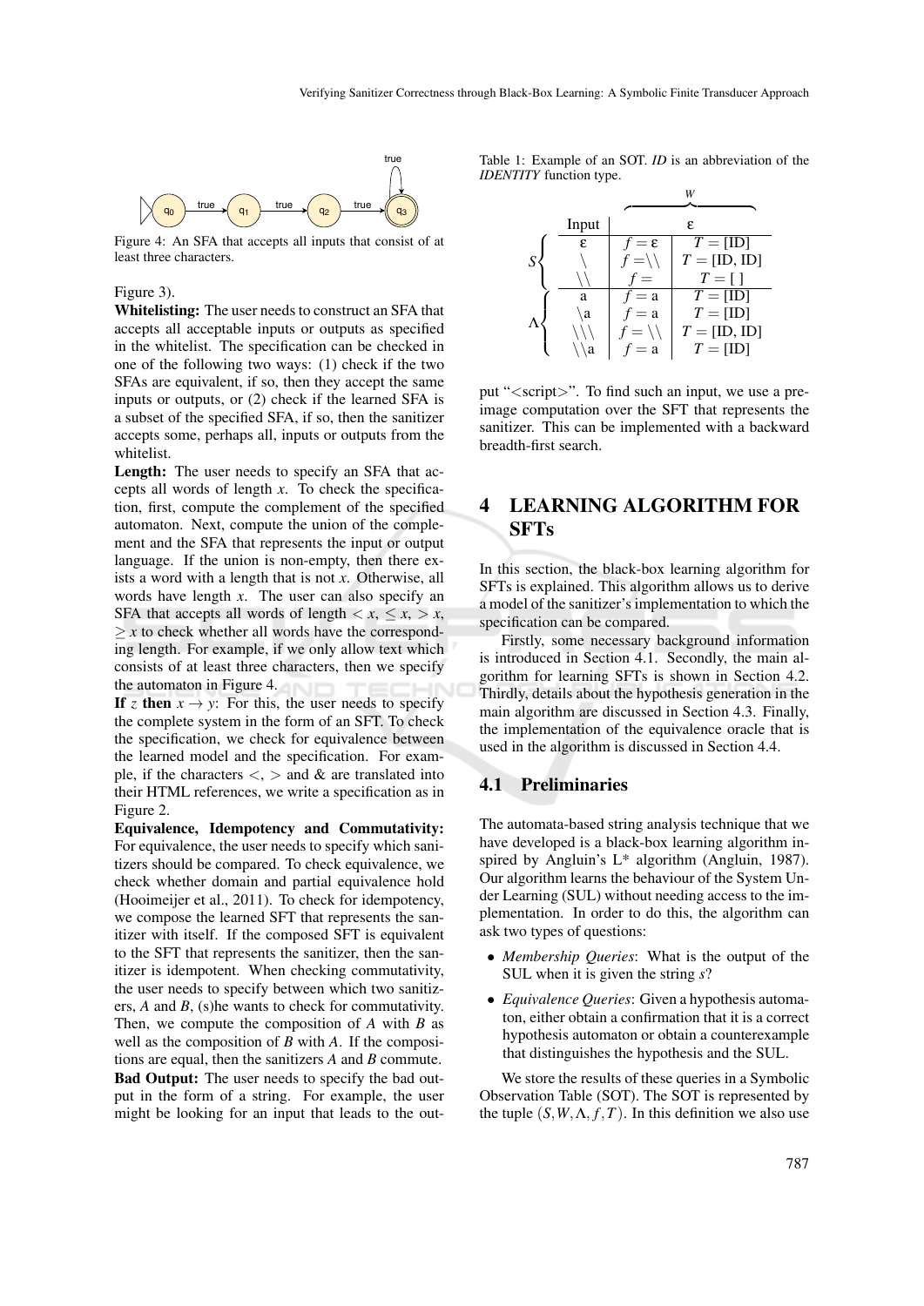Figure 4: An SFA that accepts all inputs that consist of at least three characters.

Figure 3).

**Whitelisting:** The user needs to construct an SFA that accepts all acceptable inputs or outputs as specified in the whitelist. The specification can be checked in one of the following two ways: (1) check if the two SFAs are equivalent, if so, then they accept the same inputs or outputs, or (2) check if the learned SFA is a subset of the specified SFA, if so, then the sanitizer accepts some, perhaps all, inputs or outputs from the whitelist.

**Length:** The user needs to specify an SFA that accepts all words of length $x$. To check the specification, first, compute the complement of the specified automaton. Next, compute the union of the complement and the SFA that represents the input or output language. If the union is non-empty, then there exists a word with a length that is not $x$. Otherwise, all words have length $x$. The user can also specify an SFA that accepts all words of length $< x$, $\leq x$, $> x$, $\geq x$ to check whether all words have the corresponding length. For example, if we only allow text which consists of at least three characters, then we specify the automaton in Figure 4.

**If $z$ then $x \to y$:** For this, the user needs to specify the complete system in the form of an SFT. To check the specification, we check for equivalence between the learned model and the specification. For example, if the characters $<$, $>$ and & are translated into their HTML references, we write a specification as in Figure 2.

**Equivalence, Idempotency and Commutativity:** For equivalence, the user needs to specify which sanitizers should be compared. To check equivalence, we check whether domain and partial equivalence hold (Hooimeijer et al., 2011). To check for idempotency, we compose the learned SFT that represents the sanitizer with itself. If the composed SFT is equivalent to the SFT that represents the sanitizer, then the sanitizer is idempotent. When checking commutativity, the user needs to specify between which two sanitizers, $A$ and $B$, (s)he wants to check for commutativity. Then, we compute the composition of $A$ with $B$ as well as the composition of $B$ with $A$. If the compositions are equal, then the sanitizers $A$ and $B$ commute.

**Bad Output:** The user needs to specify the bad output in the form of a string. For example, the user might be looking for an input that leads to the output "<script>". To find such an input, we use a preimage computation over the SFT that represents the sanitizer. This can be implemented with a backward breadth-first search.

Table 1: Example of an SOT. *ID* is an abbreviation of the *IDENTITY* function type.

| | Input | $W$: $\varepsilon$ | |
|---|---|---|---|
| $S$ | $\varepsilon$ | $f = \varepsilon$ | $T =$ [ID] |
| $S$ | \ | $f =$ \\ | $T =$ [ID, ID] |
| $S$ | \\ | $f =$ | $T =$ [ ] |
| $\Lambda$ | a | $f =$ a | $T =$ [ID] |
| $\Lambda$ | \a | $f =$ a | $T =$ [ID] |
| $\Lambda$ | \\\ | $f =$ \\ | $T =$ [ID, ID] |
| $\Lambda$ | \\a | $f =$ a | $T =$ [ID] |

## 4 LEARNING ALGORITHM FOR SFTs

In this section, the black-box learning algorithm for SFTs is explained. This algorithm allows us to derive a model of the sanitizer's implementation to which the specification can be compared.

Firstly, some necessary background information is introduced in Section 4.1. Secondly, the main algorithm for learning SFTs is shown in Section 4.2. Thirdly, details about the hypothesis generation in the main algorithm are discussed in Section 4.3. Finally, the implementation of the equivalence oracle that is used in the algorithm is discussed in Section 4.4.

### 4.1 Preliminaries

The automata-based string analysis technique that we have developed is a black-box learning algorithm inspired by Angluin's L* algorithm (Angluin, 1987). Our algorithm learns the behaviour of the System Under Learning (SUL) without needing access to the implementation. In order to do this, the algorithm can ask two types of questions:

- *Membership Queries*: What is the output of the SUL when it is given the string $s$?
- *Equivalence Queries*: Given a hypothesis automaton, either obtain a confirmation that it is a correct hypothesis automaton or obtain a counterexample that distinguishes the hypothesis and the SUL.

We store the results of these queries in a Symbolic Observation Table (SOT). The SOT is represented by the tuple $(S, W, \Lambda, f, T)$. In this definition we also use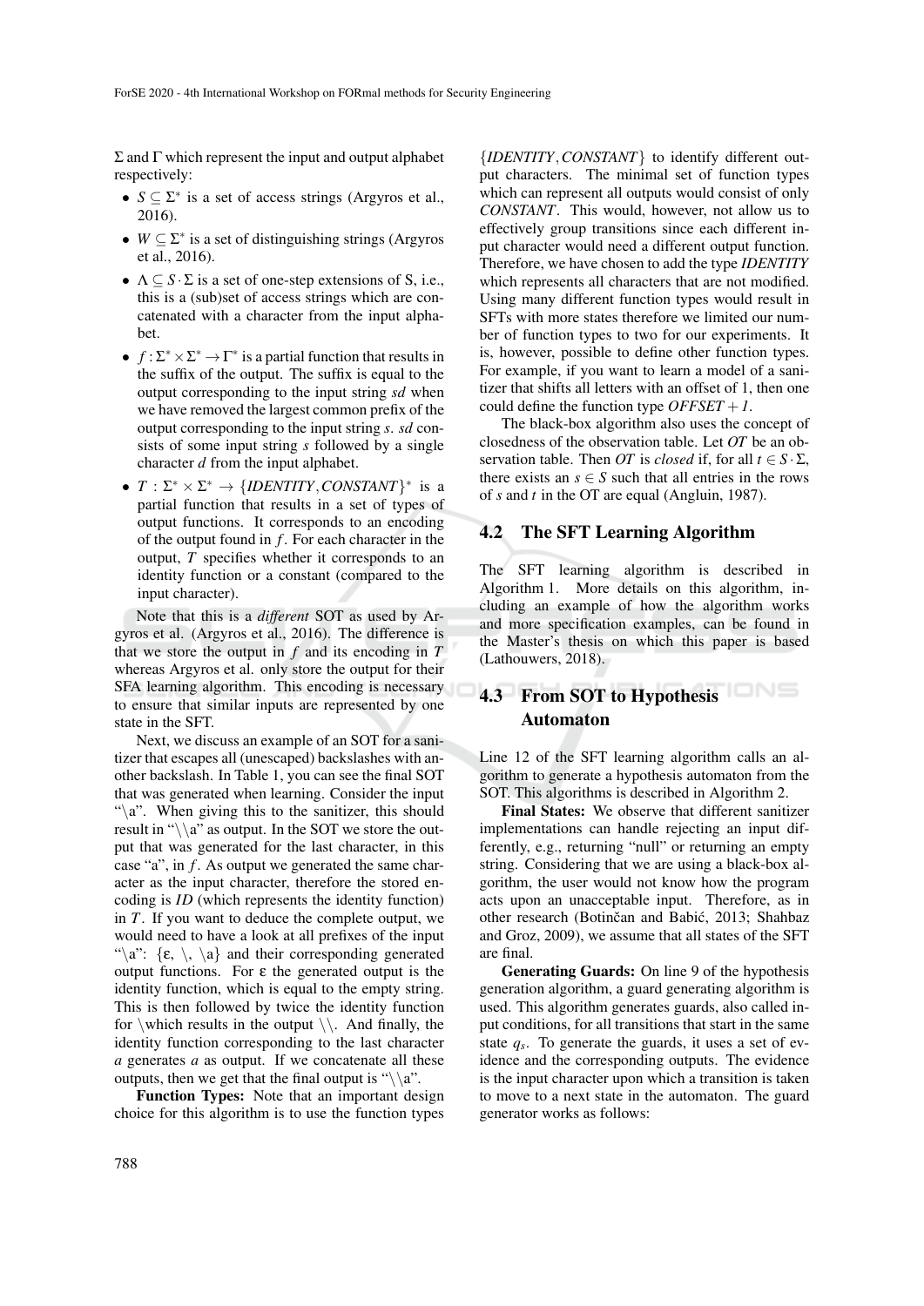$\Sigma$ and $\Gamma$ which represent the input and output alphabet respectively:

- $S \subseteq \Sigma^*$ is a set of access strings (Argyros et al., 2016).
- $W \subseteq \Sigma^*$ is a set of distinguishing strings (Argyros et al., 2016).
- $\Lambda \subseteq S \cdot \Sigma$ is a set of one-step extensions of S, i.e., this is a (sub)set of access strings which are concatenated with a character from the input alphabet.
- $f : \Sigma^* \times \Sigma^* \rightarrow \Gamma^*$ is a partial function that results in the suffix of the output. The suffix is equal to the output corresponding to the input string $sd$ when we have removed the largest common prefix of the output corresponding to the input string $s$. $sd$ consists of some input string $s$ followed by a single character $d$ from the input alphabet.
- $T : \Sigma^* \times \Sigma^* \rightarrow \{IDENTITY, CONSTANT\}^*$ is a partial function that results in a set of types of output functions. It corresponds to an encoding of the output found in $f$. For each character in the output, $T$ specifies whether it corresponds to an identity function or a constant (compared to the input character).

Note that this is a *different* SOT as used by Argyros et al. (Argyros et al., 2016). The difference is that we store the output in $f$ and its encoding in $T$ whereas Argyros et al. only store the output for their SFA learning algorithm. This encoding is necessary to ensure that similar inputs are represented by one state in the SFT.

Next, we discuss an example of an SOT for a sanitizer that escapes all (unescaped) backslashes with another backslash. In Table 1, you can see the final SOT that was generated when learning. Consider the input "\a". When giving this to the sanitizer, this should result in "\\a" as output. In the SOT we store the output that was generated for the last character, in this case "a", in $f$. As output we generated the same character as the input character, therefore the stored encoding is *ID* (which represents the identity function) in $T$. If you want to deduce the complete output, we would need to have a look at all prefixes of the input "\a": {ε, \, \a} and their corresponding generated output functions. For ε the generated output is the identity function, which is equal to the empty string. This is then followed by twice the identity function for \which results in the output \\. And finally, the identity function corresponding to the last character $a$ generates $a$ as output. If we concatenate all these outputs, then we get that the final output is "\\a".

**Function Types:** Note that an important design choice for this algorithm is to use the function types $\{IDENTITY, CONSTANT\}$ to identify different output characters. The minimal set of function types which can represent all outputs would consist of only *CONSTANT*. This would, however, not allow us to effectively group transitions since each different input character would need a different output function. Therefore, we have chosen to add the type *IDENTITY* which represents all characters that are not modified. Using many different function types would result in SFTs with more states therefore we limited our number of function types to two for our experiments. It is, however, possible to define other function types. For example, if you want to learn a model of a sanitizer that shifts all letters with an offset of 1, then one could define the function type $OFFSET + 1$.

The black-box algorithm also uses the concept of closedness of the observation table. Let $OT$ be an observation table. Then $OT$ is *closed* if, for all $t \in S \cdot \Sigma$, there exists an $s \in S$ such that all entries in the rows of $s$ and $t$ in the OT are equal (Angluin, 1987).

## 4.2 The SFT Learning Algorithm

The SFT learning algorithm is described in Algorithm 1. More details on this algorithm, including an example of how the algorithm works and more specification examples, can be found in the Master's thesis on which this paper is based (Lathouwers, 2018).

## 4.3 From SOT to Hypothesis Automaton

Line 12 of the SFT learning algorithm calls an algorithm to generate a hypothesis automaton from the SOT. This algorithms is described in Algorithm 2.

**Final States:** We observe that different sanitizer implementations can handle rejecting an input differently, e.g., returning "null" or returning an empty string. Considering that we are using a black-box algorithm, the user would not know how the program acts upon an unacceptable input. Therefore, as in other research (Botinčan and Babić, 2013; Shahbaz and Groz, 2009), we assume that all states of the SFT are final.

**Generating Guards:** On line 9 of the hypothesis generation algorithm, a guard generating algorithm is used. This algorithm generates guards, also called input conditions, for all transitions that start in the same state $q_s$. To generate the guards, it uses a set of evidence and the corresponding outputs. The evidence is the input character upon which a transition is taken to move to a next state in the automaton. The guard generator works as follows: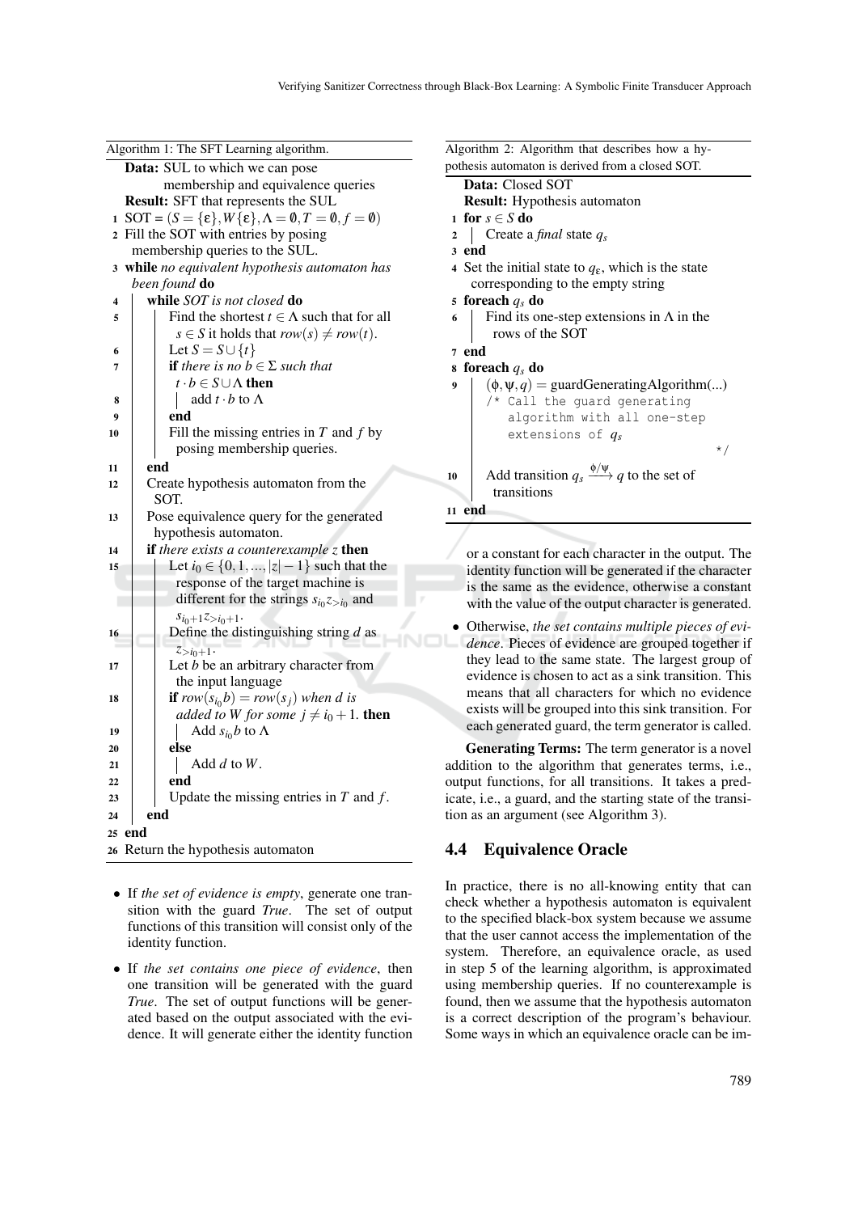Algorithm 1: The SFT Learning algorithm.

```
Data: SUL to which we can pose
      membership and equivalence queries
Result: SFT that represents the SUL
1  SOT = (S = {ε}, W{ε}, Λ = ∅, T = ∅, f = ∅)
2  Fill the SOT with entries by posing
   membership queries to the SUL.
3  while no equivalent hypothesis automaton has
   been found do
4      while SOT is not closed do
5          Find the shortest t ∈ Λ such that for all
           s ∈ S it holds that row(s) ≠ row(t).
6          Let S = S ∪ {t}
7          if there is no b ∈ Σ such that
           t · b ∈ S ∪ Λ then
8              add t · b to Λ
9          end
10         Fill the missing entries in T and f by
           posing membership queries.
11     end
12     Create hypothesis automaton from the
       SOT.
13     Pose equivalence query for the generated
       hypothesis automaton.
14     if there exists a counterexample z then
15         Let i_0 ∈ {0, 1, ..., |z| − 1} such that the
           response of the target machine is
           different for the strings s_{i_0} z_{>i_0} and
           s_{i_0+1} z_{>i_0+1}.
16         Define the distinguishing string d as
           z_{>i_0+1}.
17         Let b be an arbitrary character from
           the input language
18         if row(s_{i_0} b) = row(s_j) when d is
           added to W for some j ≠ i_0 + 1. then
19             Add s_{i_0} b to Λ
20         else
21             Add d to W.
22         end
23         Update the missing entries in T and f.
24     end
25 end
26 Return the hypothesis automaton
```

- If *the set of evidence is empty*, generate one transition with the guard *True*. The set of output functions of this transition will consist only of the identity function.
- If *the set contains one piece of evidence*, then one transition will be generated with the guard *True*. The set of output functions will be generated based on the output associated with the evidence. It will generate either the identity function or a constant for each character in the output. The identity function will be generated if the character is the same as the evidence, otherwise a constant with the value of the output character is generated.
- Otherwise, *the set contains multiple pieces of evidence*. Pieces of evidence are grouped together if they lead to the same state. The largest group of evidence is chosen to act as a sink transition. This means that all characters for which no evidence exists will be grouped into this sink transition. For each generated guard, the term generator is called.

Algorithm 2: Algorithm that describes how a hypothesis automaton is derived from a closed SOT.

```
Data: Closed SOT
Result: Hypothesis automaton
1  for s ∈ S do
2      Create a final state q_s
3  end
4  Set the initial state to q_ε, which is the state
   corresponding to the empty string
5  foreach q_s do
6      Find its one-step extensions in Λ in the
       rows of the SOT
7  end
8  foreach q_s do
9      (φ, ψ, q) = guardGeneratingAlgorithm(...)
       /* Call the guard generating
          algorithm with all one-step
          extensions of q_s
                                          */
10     Add transition q_s --φ/ψ--> q to the set of
       transitions
11 end
```

**Generating Terms:** The term generator is a novel addition to the algorithm that generates terms, i.e., output functions, for all transitions. It takes a predicate, i.e., a guard, and the starting state of the transition as an argument (see Algorithm 3).

## 4.4 Equivalence Oracle

In practice, there is no all-knowing entity that can check whether a hypothesis automaton is equivalent to the specified black-box system because we assume that the user cannot access the implementation of the system. Therefore, an equivalence oracle, as used in step 5 of the learning algorithm, is approximated using membership queries. If no counterexample is found, then we assume that the hypothesis automaton is a correct description of the program's behaviour. Some ways in which an equivalence oracle can be im-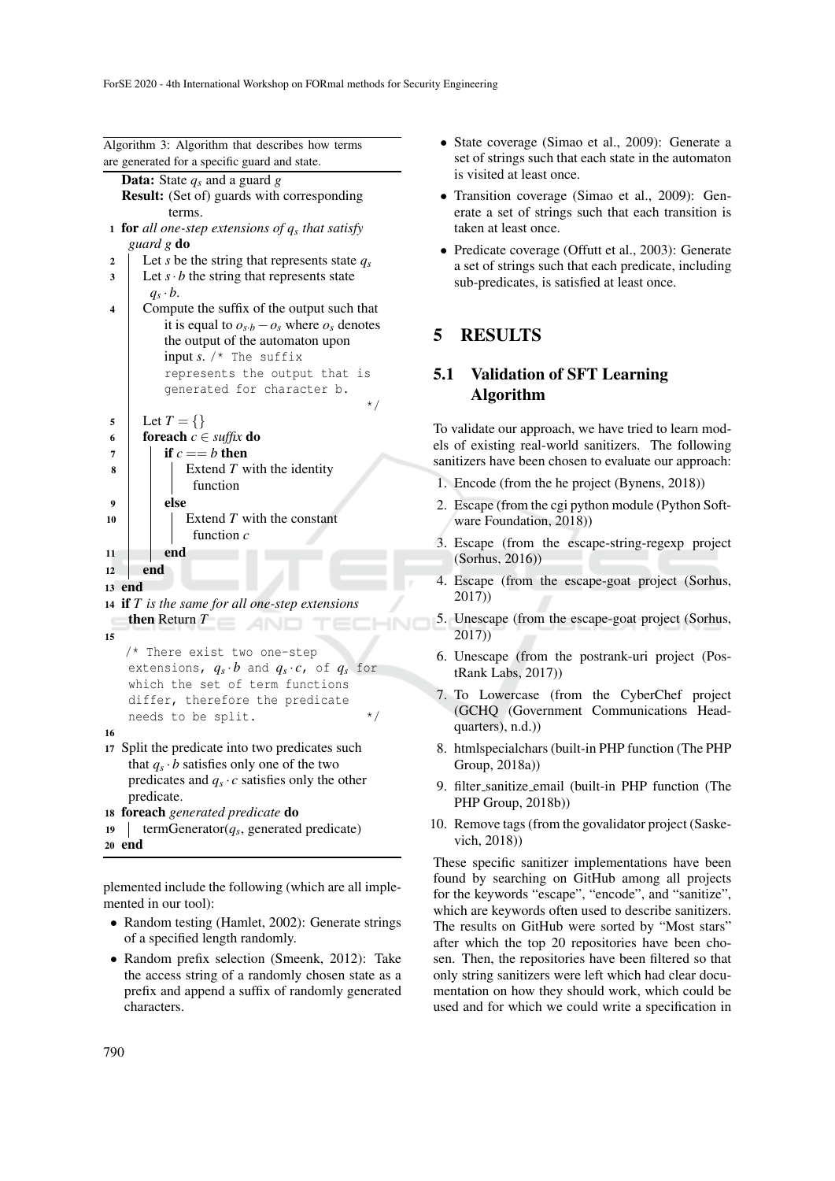Algorithm 3: Algorithm that describes how terms are generated for a specific guard and state.

```
Data: State q_s and a guard g
Result: (Set of) guards with corresponding terms.
1  for all one-step extensions of q_s that satisfy guard g do
2      Let s be the string that represents state q_s
3      Let s·b the string that represents state q_s·b.
4      Compute the suffix of the output such that it is equal to o_{s·b} − o_s where o_s denotes
       the output of the automaton upon input s. /* The suffix represents the output that is
       generated for character b. */
5      Let T = {}
6      foreach c ∈ suffix do
7          if c == b then
8              Extend T with the identity function
9          else
10             Extend T with the constant function c
11         end
12     end
13 end
14 if T is the same for all one-step extensions then Return T
15
   /* There exist two one-step extensions, q_s·b and q_s·c, of q_s for which the set of term
      functions differ, therefore the predicate needs to be split. */
16
17 Split the predicate into two predicates such that q_s·b satisfies only one of the two
   predicates and q_s·c satisfies only the other predicate.
18 foreach generated predicate do
19     termGenerator(q_s, generated predicate)
20 end
```

plemented include the following (which are all implemented in our tool):

- Random testing (Hamlet, 2002): Generate strings of a specified length randomly.
- Random prefix selection (Smeenk, 2012): Take the access string of a randomly chosen state as a prefix and append a suffix of randomly generated characters.
- State coverage (Simao et al., 2009): Generate a set of strings such that each state in the automaton is visited at least once.
- Transition coverage (Simao et al., 2009): Generate a set of strings such that each transition is taken at least once.
- Predicate coverage (Offutt et al., 2003): Generate a set of strings such that each predicate, including sub-predicates, is satisfied at least once.

# 5 RESULTS

## 5.1 Validation of SFT Learning Algorithm

To validate our approach, we have tried to learn models of existing real-world sanitizers. The following sanitizers have been chosen to evaluate our approach:

1. Encode (from the he project (Bynens, 2018))
2. Escape (from the cgi python module (Python Software Foundation, 2018))
3. Escape (from the escape-string-regexp project (Sorhus, 2016))
4. Escape (from the escape-goat project (Sorhus, 2017))
5. Unescape (from the escape-goat project (Sorhus, 2017))
6. Unescape (from the postrank-uri project (PostRank Labs, 2017))
7. To Lowercase (from the CyberChef project (GCHQ (Government Communications Headquarters), n.d.))
8. htmlspecialchars (built-in PHP function (The PHP Group, 2018a))
9. filter_sanitize_email (built-in PHP function (The PHP Group, 2018b))
10. Remove tags (from the govalidator project (Saskevich, 2018))

These specific sanitizer implementations have been found by searching on GitHub among all projects for the keywords "escape", "encode", and "sanitize", which are keywords often used to describe sanitizers. The results on GitHub were sorted by "Most stars" after which the top 20 repositories have been chosen. Then, the repositories have been filtered so that only string sanitizers were left which had clear documentation on how they should work, which could be used and for which we could write a specification in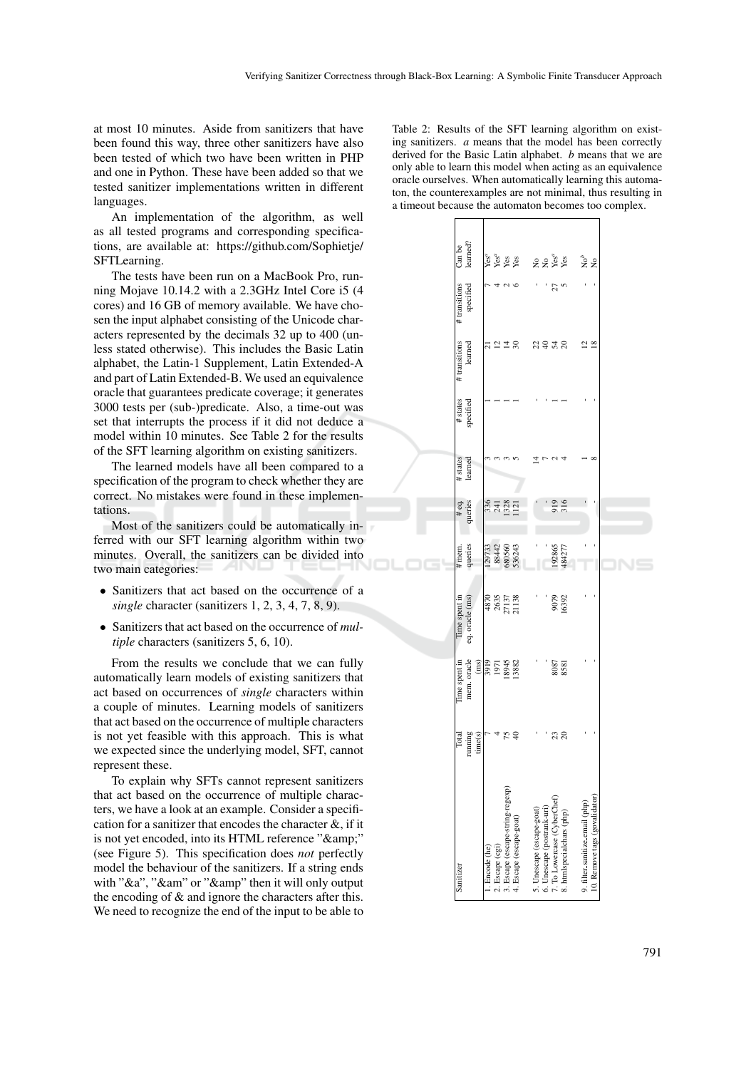at most 10 minutes. Aside from sanitizers that have been found this way, three other sanitizers have also been tested of which two have been written in PHP and one in Python. These have been added so that we tested sanitizer implementations written in different languages.

An implementation of the algorithm, as well as all tested programs and corresponding specifications, are available at: https://github.com/Sophietje/SFTLearning.

The tests have been run on a MacBook Pro, running Mojave 10.14.2 with a 2.3GHz Intel Core i5 (4 cores) and 16 GB of memory available. We have chosen the input alphabet consisting of the Unicode characters represented by the decimals 32 up to 400 (unless stated otherwise). This includes the Basic Latin alphabet, the Latin-1 Supplement, Latin Extended-A and part of Latin Extended-B. We used an equivalence oracle that guarantees predicate coverage; it generates 3000 tests per (sub-)predicate. Also, a time-out was set that interrupts the process if it did not deduce a model within 10 minutes. See Table 2 for the results of the SFT learning algorithm on existing sanitizers.

The learned models have all been compared to a specification of the program to check whether they are correct. No mistakes were found in these implementations.

Most of the sanitizers could be automatically inferred with our SFT learning algorithm within two minutes. Overall, the sanitizers can be divided into two main categories:

- Sanitizers that act based on the occurrence of a *single* character (sanitizers 1, 2, 3, 4, 7, 8, 9).
- Sanitizers that act based on the occurrence of *multiple* characters (sanitizers 5, 6, 10).

From the results we conclude that we can fully automatically learn models of existing sanitizers that act based on occurrences of *single* characters within a couple of minutes. Learning models of sanitizers that act based on the occurrence of multiple characters is not yet feasible with this approach. This is what we expected since the underlying model, SFT, cannot represent these.

To explain why SFTs cannot represent sanitizers that act based on the occurrence of multiple characters, we have a look at an example. Consider a specification for a sanitizer that encodes the character &, if it is not yet encoded, into its HTML reference "&amp;" (see Figure 5). This specification does *not* perfectly model the behaviour of the sanitizers. If a string ends with "&a", "&am" or "&amp" then it will only output the encoding of & and ignore the characters after this. We need to recognize the end of the input to be able to

Table 2: Results of the SFT learning algorithm on existing sanitizers. *a* means that the model has been correctly derived for the Basic Latin alphabet. *b* means that we are only able to learn this model when acting as an equivalence oracle ourselves. When automatically learning this automaton, the counterexamples are not minimal, thus resulting in a timeout because the automaton becomes too complex.

| Sanitizer | Total running time(s) | Time spent in mem. oracle (ms) | Time spent in eq. oracle (ms) | # mem. queries | # eq. queries | # states learned | # states specified | # transitions learned | # transitions specified | Can be learned? |
|---|---|---|---|---|---|---|---|---|---|---|
| 1. Encode (he) | 7 | 3919 | 4870 | 129733 | 336 | 3 | 1 | 21 | 7 | Yes[a] |
| 2. Escape (cgi) | 4 | 1971 | 2635 | 88442 | 241 | 3 | 1 | 12 | 4 | Yes[a] |
| 3. Escape (escape-string-regexp) | 75 | 18945 | 27137 | 680560 | 1328 | 3 | 1 | 14 | 2 | Yes |
| 4. Escape (escape-goat) | 40 | 13882 | 21138 | 536243 | 1121 | 5 | 1 | 30 | 6 | Yes |
| 5. Unescape (escape-goat) | - | - | - | - | - | 14 | - | 22 | - | No |
| 6. Unescape (postrank-uri) | - | - | - | - | - | 7 | - | 40 | - | No |
| 7. To Lowercase (CyberChef) | 23 | 8087 | 9079 | 192865 | 919 | 2 | 1 | 54 | 27 | Yes[a] |
| 8. htmlspecialchars (php) | 20 | 8581 | 16392 | 484277 | 316 | 4 | 1 | 20 | 5 | Yes |
| 9. filter_sanitize_email (php) | - | - | - | - | - | 1 | - | 12 | - | No[b] |
| 10. Remove tags (govalidator) | - | - | - | - | - | 8 | - | 18 | - | No |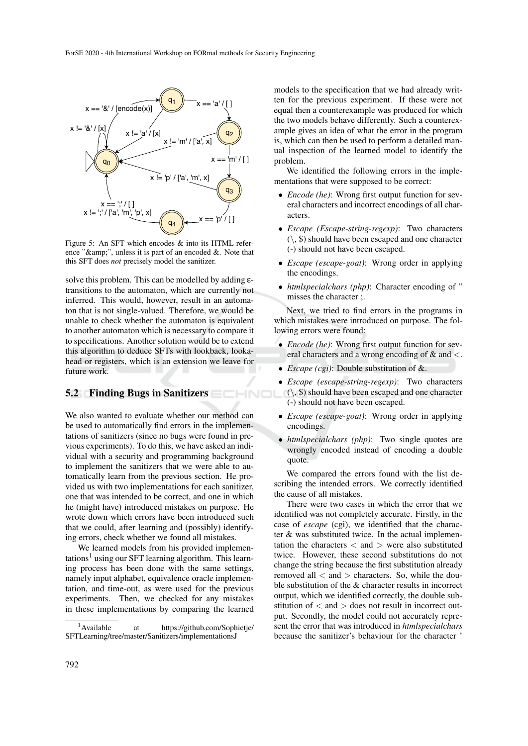Figure 5: An SFT which encodes & into its HTML reference "&amp;amp;", unless it is part of an encoded &. Note that this SFT does *not* precisely model the sanitizer.

solve this problem. This can be modelled by adding ε-transitions to the automaton, which are currently not inferred. This would, however, result in an automaton that is not single-valued. Therefore, we would be unable to check whether the automaton is equivalent to another automaton which is necessary to compare it to specifications. Another solution would be to extend this algorithm to deduce SFTs with lookback, lookahead or registers, which is an extension we leave for future work.

## 5.2 Finding Bugs in Sanitizers

We also wanted to evaluate whether our method can be used to automatically find errors in the implementations of sanitizers (since no bugs were found in previous experiments). To do this, we have asked an individual with a security and programming background to implement the sanitizers that we were able to automatically learn from the previous section. He provided us with two implementations for each sanitizer, one that was intended to be correct, and one in which he (might have) introduced mistakes on purpose. He wrote down which errors have been introduced such that we could, after learning and (possibly) identifying errors, check whether we found all mistakes.

We learned models from his provided implementations[1] using our SFT learning algorithm. This learning process has been done with the same settings, namely input alphabet, equivalence oracle implementation, and time-out, as were used for the previous experiments. Then, we checked for any mistakes in these implementations by comparing the learned models to the specification that we had already written for the previous experiment. If these were not equal then a counterexample was produced for which the two models behave differently. Such a counterexample gives an idea of what the error in the program is, which can then be used to perform a detailed manual inspection of the learned model to identify the problem.

We identified the following errors in the implementations that were supposed to be correct:

- *Encode (he)*: Wrong first output function for several characters and incorrect encodings of all characters.
- *Escape (Escape-string-regexp)*: Two characters (\, $) should have been escaped and one character (-) should not have been escaped.
- *Escape (escape-goat)*: Wrong order in applying the encodings.
- *htmlspecialchars (php)*: Character encoding of " misses the character ;.

Next, we tried to find errors in the programs in which mistakes were introduced on purpose. The following errors were found:

- *Encode (he)*: Wrong first output function for several characters and a wrong encoding of & and $<$.
- *Escape (cgi)*: Double substitution of &.
- *Escape (escape-string-regexp)*: Two characters (\, $) should have been escaped and one character (-) should not have been escaped.
- *Escape (escape-goat)*: Wrong order in applying encodings.
- *htmlspecialchars (php)*: Two single quotes are wrongly encoded instead of encoding a double quote.

We compared the errors found with the list describing the intended errors. We correctly identified the cause of all mistakes.

There were two cases in which the error that we identified was not completely accurate. Firstly, in the case of *escape* (cgi), we identified that the character & was substituted twice. In the actual implementation the characters $<$ and $>$ were also substituted twice. However, these second substitutions do not change the string because the first substitution already removed all $<$ and $>$ characters. So, while the double substitution of the & character results in incorrect output, which we identified correctly, the double substitution of $<$ and $>$ does not result in incorrect output. Secondly, the model could not accurately represent the error that was introduced in *htmlspecialchars* because the sanitizer's behaviour for the character '

[1] Available at https://github.com/Sophietje/SFTLearning/tree/master/Sanitizers/implementationsJ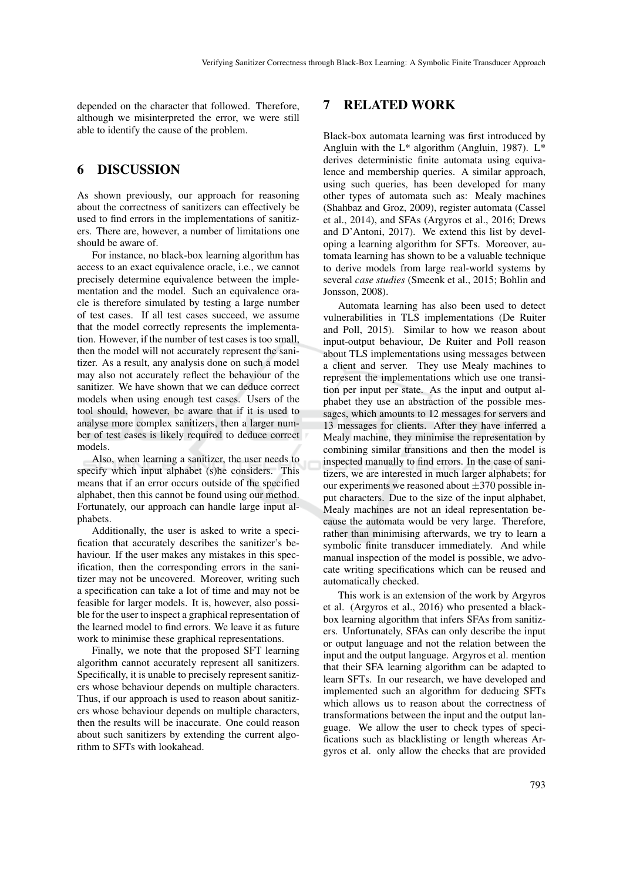depended on the character that followed. Therefore, although we misinterpreted the error, we were still able to identify the cause of the problem.

## 6 DISCUSSION

As shown previously, our approach for reasoning about the correctness of sanitizers can effectively be used to find errors in the implementations of sanitizers. There are, however, a number of limitations one should be aware of.

For instance, no black-box learning algorithm has access to an exact equivalence oracle, i.e., we cannot precisely determine equivalence between the implementation and the model. Such an equivalence oracle is therefore simulated by testing a large number of test cases. If all test cases succeed, we assume that the model correctly represents the implementation. However, if the number of test cases is too small, then the model will not accurately represent the sanitizer. As a result, any analysis done on such a model may also not accurately reflect the behaviour of the sanitizer. We have shown that we can deduce correct models when using enough test cases. Users of the tool should, however, be aware that if it is used to analyse more complex sanitizers, then a larger number of test cases is likely required to deduce correct models.

Also, when learning a sanitizer, the user needs to specify which input alphabet (s)he considers. This means that if an error occurs outside of the specified alphabet, then this cannot be found using our method. Fortunately, our approach can handle large input alphabets.

Additionally, the user is asked to write a specification that accurately describes the sanitizer's behaviour. If the user makes any mistakes in this specification, then the corresponding errors in the sanitizer may not be uncovered. Moreover, writing such a specification can take a lot of time and may not be feasible for larger models. It is, however, also possible for the user to inspect a graphical representation of the learned model to find errors. We leave it as future work to minimise these graphical representations.

Finally, we note that the proposed SFT learning algorithm cannot accurately represent all sanitizers. Specifically, it is unable to precisely represent sanitizers whose behaviour depends on multiple characters. Thus, if our approach is used to reason about sanitizers whose behaviour depends on multiple characters, then the results will be inaccurate. One could reason about such sanitizers by extending the current algorithm to SFTs with lookahead.

## 7 RELATED WORK

Black-box automata learning was first introduced by Angluin with the L* algorithm (Angluin, 1987). L* derives deterministic finite automata using equivalence and membership queries. A similar approach, using such queries, has been developed for many other types of automata such as: Mealy machines (Shahbaz and Groz, 2009), register automata (Cassel et al., 2014), and SFAs (Argyros et al., 2016; Drews and D'Antoni, 2017). We extend this list by developing a learning algorithm for SFTs. Moreover, automata learning has shown to be a valuable technique to derive models from large real-world systems by several *case studies* (Smeenk et al., 2015; Bohlin and Jonsson, 2008).

Automata learning has also been used to detect vulnerabilities in TLS implementations (De Ruiter and Poll, 2015). Similar to how we reason about input-output behaviour, De Ruiter and Poll reason about TLS implementations using messages between a client and server. They use Mealy machines to represent the implementations which use one transition per input per state. As the input and output alphabet they use an abstraction of the possible messages, which amounts to 12 messages for servers and 13 messages for clients. After they have inferred a Mealy machine, they minimise the representation by combining similar transitions and then the model is inspected manually to find errors. In the case of sanitizers, we are interested in much larger alphabets; for our experiments we reasoned about $\pm 370$ possible input characters. Due to the size of the input alphabet, Mealy machines are not an ideal representation because the automata would be very large. Therefore, rather than minimising afterwards, we try to learn a symbolic finite transducer immediately. And while manual inspection of the model is possible, we advocate writing specifications which can be reused and automatically checked.

This work is an extension of the work by Argyros et al. (Argyros et al., 2016) who presented a black-box learning algorithm that infers SFAs from sanitizers. Unfortunately, SFAs can only describe the input or output language and not the relation between the input and the output language. Argyros et al. mention that their SFA learning algorithm can be adapted to learn SFTs. In our research, we have developed and implemented such an algorithm for deducing SFTs which allows us to reason about the correctness of transformations between the input and the output language. We allow the user to check types of specifications such as blacklisting or length whereas Argyros et al. only allow the checks that are provided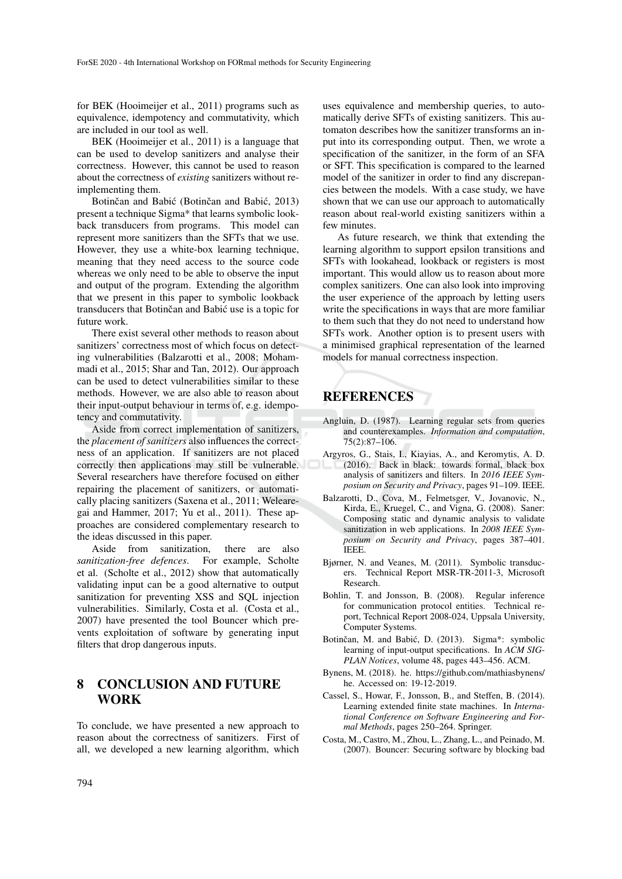for BEK (Hooimeijer et al., 2011) programs such as equivalence, idempotency and commutativity, which are included in our tool as well.

BEK (Hooimeijer et al., 2011) is a language that can be used to develop sanitizers and analyse their correctness. However, this cannot be used to reason about the correctness of *existing* sanitizers without re-implementing them.

Botinčan and Babić (Botinčan and Babić, 2013) present a technique Sigma* that learns symbolic look-back transducers from programs. This model can represent more sanitizers than the SFTs that we use. However, they use a white-box learning technique, meaning that they need access to the source code whereas we only need to be able to observe the input and output of the program. Extending the algorithm that we present in this paper to symbolic lookback transducers that Botinčan and Babić use is a topic for future work.

There exist several other methods to reason about sanitizers' correctness most of which focus on detecting vulnerabilities (Balzarotti et al., 2008; Mohammadi et al., 2015; Shar and Tan, 2012). Our approach can be used to detect vulnerabilities similar to these methods. However, we are also able to reason about their input-output behaviour in terms of, e.g. idempotency and commutativity.

Aside from correct implementation of sanitizers, the *placement of sanitizers* also influences the correctness of an application. If sanitizers are not placed correctly then applications may still be vulnerable. Several researchers have therefore focused on either repairing the placement of sanitizers, or automatically placing sanitizers (Saxena et al., 2011; Weleare-gai and Hammer, 2017; Yu et al., 2011). These approaches are considered complementary research to the ideas discussed in this paper.

Aside from sanitization, there are also *sanitization-free defences*. For example, Scholte et al. (Scholte et al., 2012) show that automatically validating input can be a good alternative to output sanitization for preventing XSS and SQL injection vulnerabilities. Similarly, Costa et al. (Costa et al., 2007) have presented the tool Bouncer which prevents exploitation of software by generating input filters that drop dangerous inputs.

# 8 CONCLUSION AND FUTURE WORK

To conclude, we have presented a new approach to reason about the correctness of sanitizers. First of all, we developed a new learning algorithm, which uses equivalence and membership queries, to automatically derive SFTs of existing sanitizers. This automaton describes how the sanitizer transforms an input into its corresponding output. Then, we wrote a specification of the sanitizer, in the form of an SFA or SFT. This specification is compared to the learned model of the sanitizer in order to find any discrepancies between the models. With a case study, we have shown that we can use our approach to automatically reason about real-world existing sanitizers within a few minutes.

As future research, we think that extending the learning algorithm to support epsilon transitions and SFTs with lookahead, lookback or registers is most important. This would allow us to reason about more complex sanitizers. One can also look into improving the user experience of the approach by letting users write the specifications in ways that are more familiar to them such that they do not need to understand how SFTs work. Another option is to present users with a minimised graphical representation of the learned models for manual correctness inspection.

# REFERENCES

Angluin, D. (1987). Learning regular sets from queries and counterexamples. *Information and computation*, 75(2):87–106.

Argyros, G., Stais, I., Kiayias, A., and Keromytis, A. D. (2016). Back in black: towards formal, black box analysis of sanitizers and filters. In *2016 IEEE Symposium on Security and Privacy*, pages 91–109. IEEE.

Balzarotti, D., Cova, M., Felmetsger, V., Jovanovic, N., Kirda, E., Kruegel, C., and Vigna, G. (2008). Saner: Composing static and dynamic analysis to validate sanitization in web applications. In *2008 IEEE Symposium on Security and Privacy*, pages 387–401. IEEE.

Bjørner, N. and Veanes, M. (2011). Symbolic transducers. Technical Report MSR-TR-2011-3, Microsoft Research.

Bohlin, T. and Jonsson, B. (2008). Regular inference for communication protocol entities. Technical report, Technical Report 2008-024, Uppsala University, Computer Systems.

Botinčan, M. and Babić, D. (2013). Sigma*: symbolic learning of input-output specifications. In *ACM SIGPLAN Notices*, volume 48, pages 443–456. ACM.

Bynens, M. (2018). he. https://github.com/mathiasbynens/he. Accessed on: 19-12-2019.

Cassel, S., Howar, F., Jonsson, B., and Steffen, B. (2014). Learning extended finite state machines. In *International Conference on Software Engineering and Formal Methods*, pages 250–264. Springer.

Costa, M., Castro, M., Zhou, L., Zhang, L., and Peinado, M. (2007). Bouncer: Securing software by blocking bad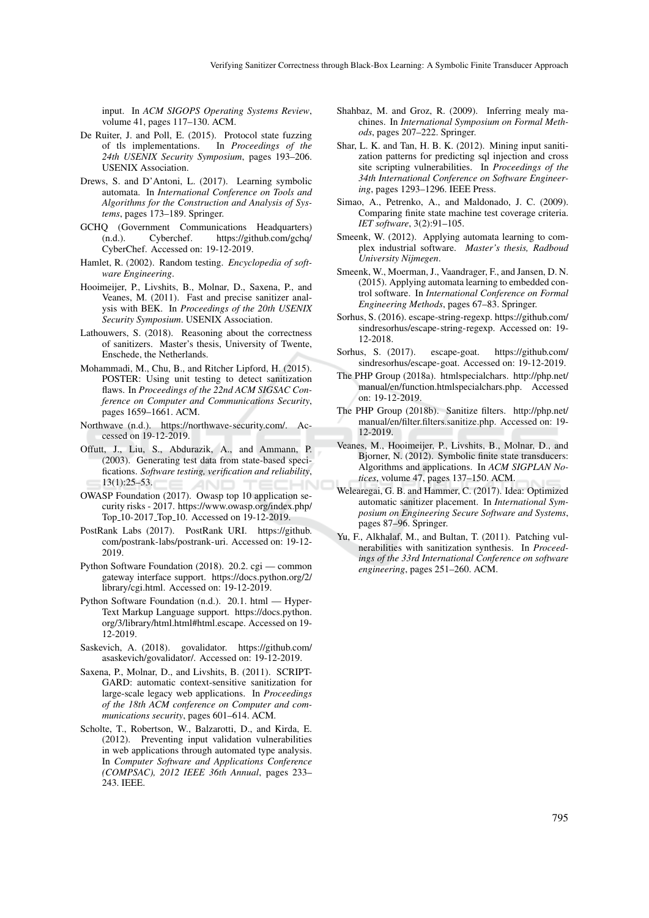input. In *ACM SIGOPS Operating Systems Review*, volume 41, pages 117–130. ACM.

De Ruiter, J. and Poll, E. (2015). Protocol state fuzzing of tls implementations. In *Proceedings of the 24th USENIX Security Symposium*, pages 193–206. USENIX Association.

Drews, S. and D'Antoni, L. (2017). Learning symbolic automata. In *International Conference on Tools and Algorithms for the Construction and Analysis of Systems*, pages 173–189. Springer.

GCHQ (Government Communications Headquarters) (n.d.). Cyberchef. https://github.com/gchq/CyberChef. Accessed on: 19-12-2019.

Hamlet, R. (2002). Random testing. *Encyclopedia of software Engineering*.

Hooimeijer, P., Livshits, B., Molnar, D., Saxena, P., and Veanes, M. (2011). Fast and precise sanitizer analysis with BEK. In *Proceedings of the 20th USENIX Security Symposium*. USENIX Association.

Lathouwers, S. (2018). Reasoning about the correctness of sanitizers. Master's thesis, University of Twente, Enschede, the Netherlands.

Mohammadi, M., Chu, B., and Ritcher Lipford, H. (2015). POSTER: Using unit testing to detect sanitization flaws. In *Proceedings of the 22nd ACM SIGSAC Conference on Computer and Communications Security*, pages 1659–1661. ACM.

Northwave (n.d.). https://northwave-security.com/. Accessed on 19-12-2019.

Offutt, J., Liu, S., Abdurazik, A., and Ammann, P. (2003). Generating test data from state-based specifications. *Software testing, verification and reliability*, 13(1):25–53.

OWASP Foundation (2017). Owasp top 10 application security risks - 2017. https://www.owasp.org/index.php/Top_10-2017_Top_10. Accessed on 19-12-2019.

PostRank Labs (2017). PostRank URI. https://github.com/postrank-labs/postrank-uri. Accessed on: 19-12-2019.

Python Software Foundation (2018). 20.2. cgi — common gateway interface support. https://docs.python.org/2/library/cgi.html. Accessed on: 19-12-2019.

Python Software Foundation (n.d.). 20.1. html — HyperText Markup Language support. https://docs.python.org/3/library/html.html#html.escape. Accessed on 19-12-2019.

Saskevich, A. (2018). govalidator. https://github.com/asaskevich/govalidator/. Accessed on: 19-12-2019.

Saxena, P., Molnar, D., and Livshits, B. (2011). SCRIPTGARD: automatic context-sensitive sanitization for large-scale legacy web applications. In *Proceedings of the 18th ACM conference on Computer and communications security*, pages 601–614. ACM.

Scholte, T., Robertson, W., Balzarotti, D., and Kirda, E. (2012). Preventing input validation vulnerabilities in web applications through automated type analysis. In *Computer Software and Applications Conference (COMPSAC), 2012 IEEE 36th Annual*, pages 233–243. IEEE.

Shahbaz, M. and Groz, R. (2009). Inferring mealy machines. In *International Symposium on Formal Methods*, pages 207–222. Springer.

Shar, L. K. and Tan, H. B. K. (2012). Mining input sanitization patterns for predicting sql injection and cross site scripting vulnerabilities. In *Proceedings of the 34th International Conference on Software Engineering*, pages 1293–1296. IEEE Press.

Simao, A., Petrenko, A., and Maldonado, J. C. (2009). Comparing finite state machine test coverage criteria. *IET software*, 3(2):91–105.

Smeenk, W. (2012). Applying automata learning to complex industrial software. *Master's thesis, Radboud University Nijmegen*.

Smeenk, W., Moerman, J., Vaandrager, F., and Jansen, D. N. (2015). Applying automata learning to embedded control software. In *International Conference on Formal Engineering Methods*, pages 67–83. Springer.

Sorhus, S. (2016). escape-string-regexp. https://github.com/sindresorhus/escape-string-regexp. Accessed on: 19-12-2018.

Sorhus, S. (2017). escape-goat. https://github.com/sindresorhus/escape-goat. Accessed on: 19-12-2019.

The PHP Group (2018a). htmlspecialchars. http://php.net/manual/en/function.htmlspecialchars.php. Accessed on: 19-12-2019.

The PHP Group (2018b). Sanitize filters. http://php.net/manual/en/filter.filters.sanitize.php. Accessed on: 19-12-2019.

Veanes, M., Hooimeijer, P., Livshits, B., Molnar, D., and Bjorner, N. (2012). Symbolic finite state transducers: Algorithms and applications. In *ACM SIGPLAN Notices*, volume 47, pages 137–150. ACM.

Welearegai, G. B. and Hammer, C. (2017). Idea: Optimized automatic sanitizer placement. In *International Symposium on Engineering Secure Software and Systems*, pages 87–96. Springer.

Yu, F., Alkhalaf, M., and Bultan, T. (2011). Patching vulnerabilities with sanitization synthesis. In *Proceedings of the 33rd International Conference on software engineering*, pages 251–260. ACM.